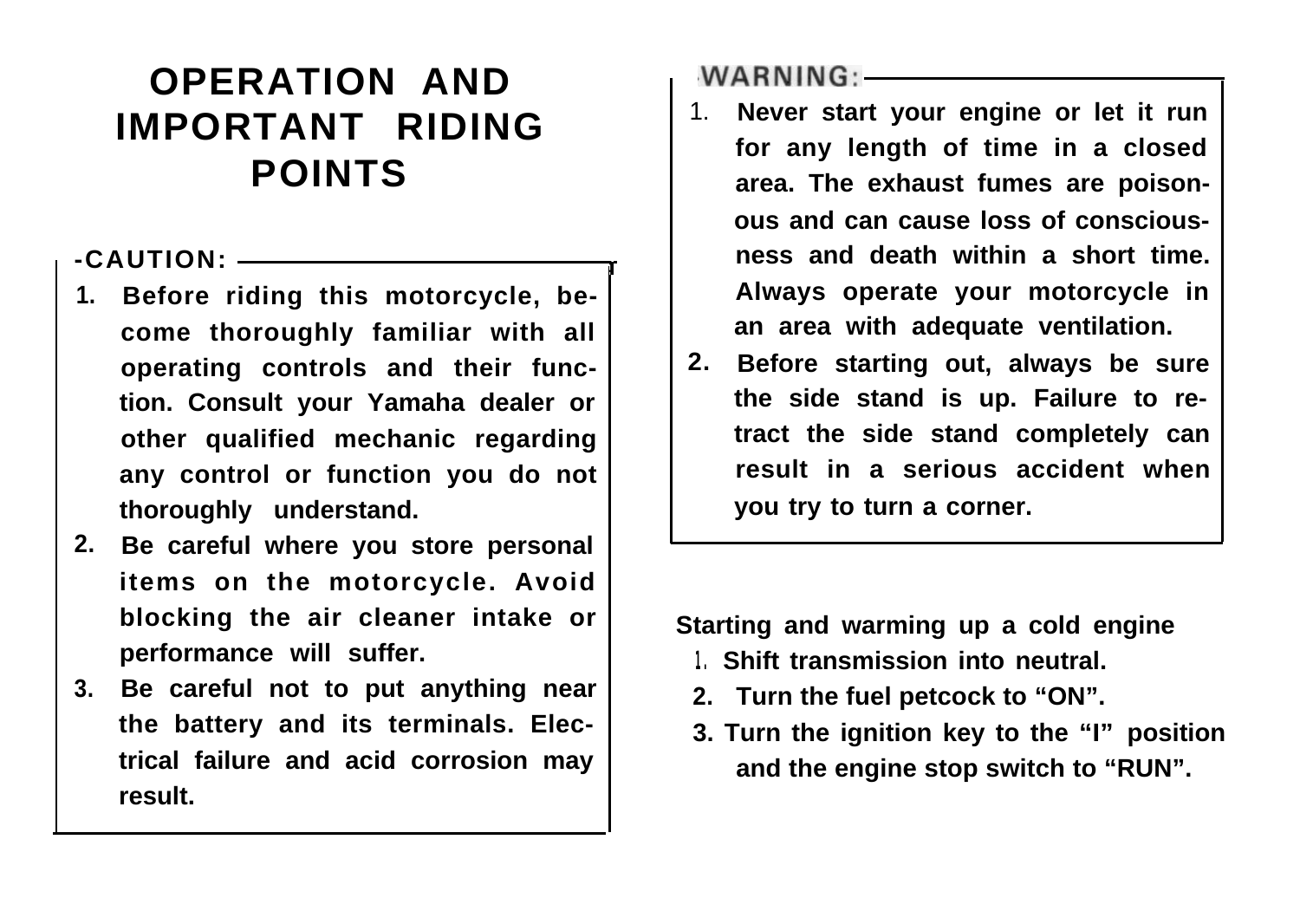# OPERATION AND IMPORTANT RIDING POINTS

**CAUTION:**

1. **Before riding this motorcycle, become thoroughly familiar with all operating controls and their function. Consult your Yamaha dealer or other qualified mechanic regarding any control or function you do not thoroughly understand.**
2. **Be careful where you store personal items on the motorcycle. Avoid blocking the air cleaner intake or performance will suffer.**
3. **Be careful not to put anything near the battery and its terminals. Electrical failure and acid corrosion may result.**

**WARNING:**

1. **Never start your engine or let it run for any length of time in a closed area. The exhaust fumes are poisonous and can cause loss of consciousness and death within a short time. Always operate your motorcycle in an area with adequate ventilation.**
2. **Before starting out, always be sure the side stand is up. Failure to retract the side stand completely can result in a serious accident when you try to turn a corner.**

**Starting and warming up a cold engine**

1. **Shift transmission into neutral.**
2. **Turn the fuel petcock to "ON".**
3. **Turn the ignition key to the "I" position and the engine stop switch to "RUN".**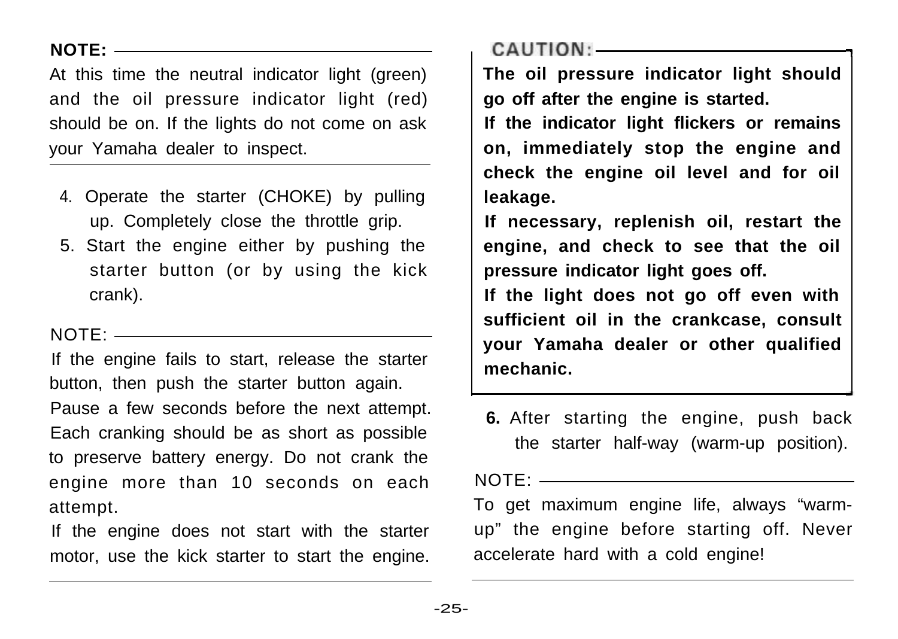**NOTE:**

At this time the neutral indicator light (green) and the oil pressure indicator light (red) should be on. If the lights do not come on ask your Yamaha dealer to inspect.

4. Operate the starter (CHOKE) by pulling up. Completely close the throttle grip.
5. Start the engine either by pushing the starter button (or by using the kick crank).

NOTE:

If the engine fails to start, release the starter button, then push the starter button again. Pause a few seconds before the next attempt. Each cranking should be as short as possible to preserve battery energy. Do not crank the engine more than 10 seconds on each attempt.

If the engine does not start with the starter motor, use the kick starter to start the engine.

**CAUTION:**

**The oil pressure indicator light should go off after the engine is started.**

**If the indicator light flickers or remains on, immediately stop the engine and check the engine oil level and for oil leakage.**

**If necessary, replenish oil, restart the engine, and check to see that the oil pressure indicator light goes off.**

**If the light does not go off even with sufficient oil in the crankcase, consult your Yamaha dealer or other qualified mechanic.**

6. After starting the engine, push back the starter half-way (warm-up position).

NOTE:

To get maximum engine life, always "warm-up" the engine before starting off. Never accelerate hard with a cold engine!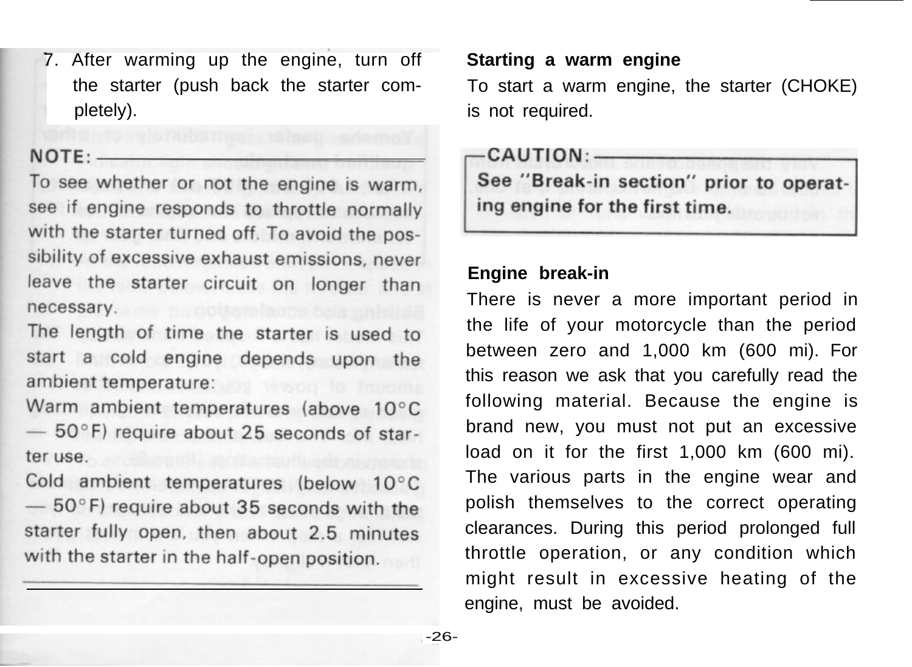7. After warming up the engine, turn off the starter (push back the starter completely).

**NOTE:**

To see whether or not the engine is warm, see if engine responds to throttle normally with the starter turned off. To avoid the possibility of excessive exhaust emissions, never leave the starter circuit on longer than necessary.

The length of time the starter is used to start a cold engine depends upon the ambient temperature:

Warm ambient temperatures (above 10°C — 50°F) require about 25 seconds of starter use.

Cold ambient temperatures (below 10°C — 50°F) require about 35 seconds with the starter fully open, then about 2.5 minutes with the starter in the half-open position.

### Starting a warm engine

To start a warm engine, the starter (CHOKE) is not required.

**CAUTION:**

**See "Break-in section" prior to operating engine for the first time.**

### Engine break-in

There is never a more important period in the life of your motorcycle than the period between zero and 1,000 km (600 mi). For this reason we ask that you carefully read the following material. Because the engine is brand new, you must not put an excessive load on it for the first 1,000 km (600 mi). The various parts in the engine wear and polish themselves to the correct operating clearances. During this period prolonged full throttle operation, or any condition which might result in excessive heating of the engine, must be avoided.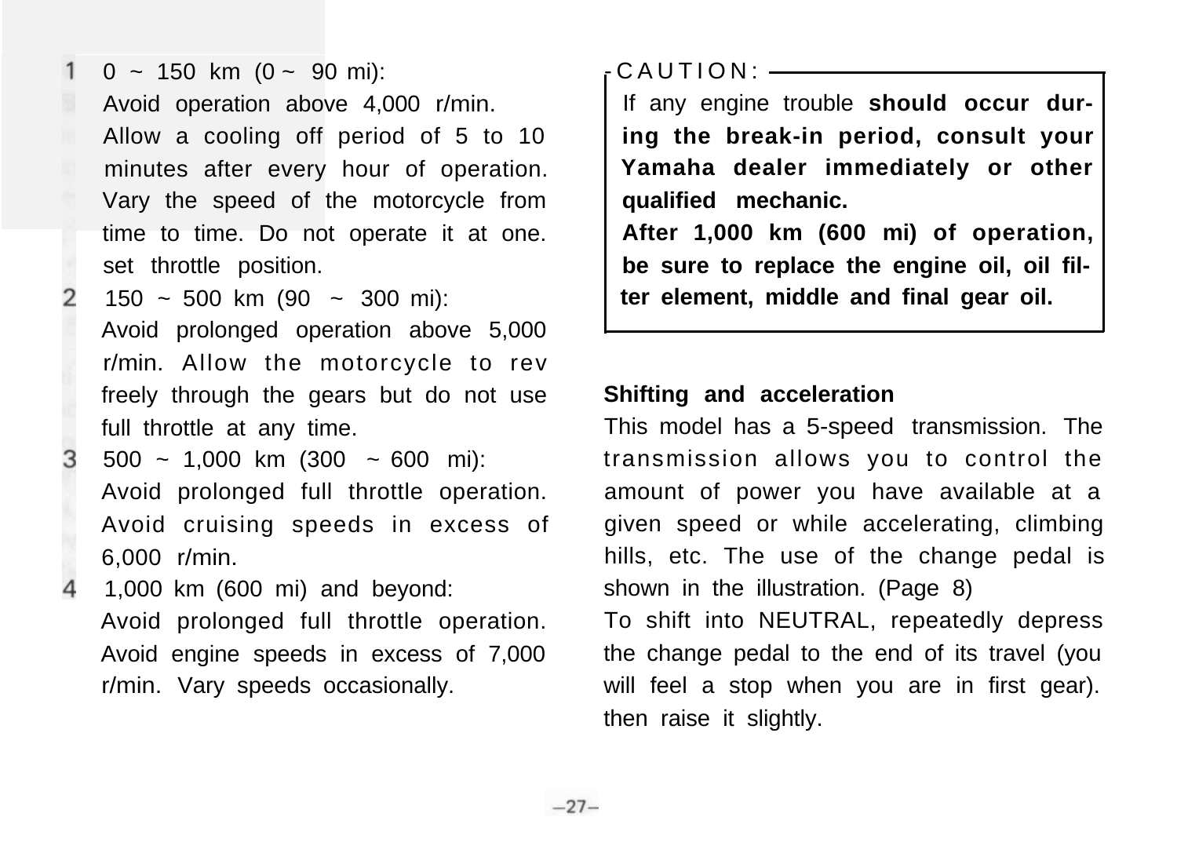1. 0 ~ 150 km (0 ~ 90 mi):
   Avoid operation above 4,000 r/min.
   Allow a cooling off period of 5 to 10 minutes after every hour of operation. Vary the speed of the motorcycle from time to time. Do not operate it at one. set throttle position.
2. 150 ~ 500 km (90 ~ 300 mi):
   Avoid prolonged operation above 5,000 r/min. Allow the motorcycle to rev freely through the gears but do not use full throttle at any time.
3. 500 ~ 1,000 km (300 ~ 600 mi):
   Avoid prolonged full throttle operation. Avoid cruising speeds in excess of 6,000 r/min.
4. 1,000 km (600 mi) and beyond:
   Avoid prolonged full throttle operation. Avoid engine speeds in excess of 7,000 r/min. Vary speeds occasionally.

**CAUTION:**

If any engine trouble **should occur during the break-in period, consult your Yamaha dealer immediately or other qualified mechanic.**
**After 1,000 km (600 mi) of operation, be sure to replace the engine oil, oil filter element, middle and final gear oil.**

### Shifting and acceleration

This model has a 5-speed transmission. The transmission allows you to control the amount of power you have available at a given speed or while accelerating, climbing hills, etc. The use of the change pedal is shown in the illustration. (Page 8)
To shift into NEUTRAL, repeatedly depress the change pedal to the end of its travel (you will feel a stop when you are in first gear). then raise it slightly.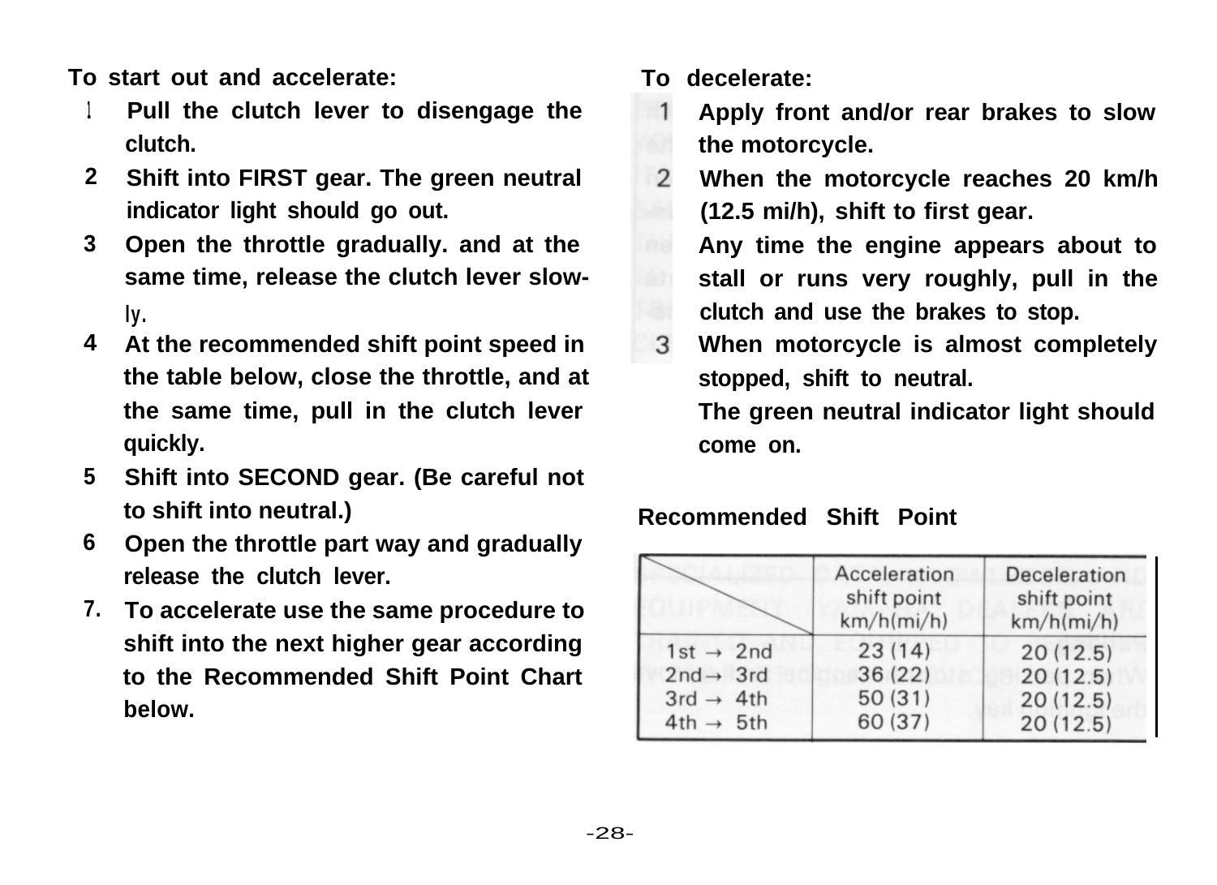**To start out and accelerate:**

1. Pull the clutch lever to disengage the clutch.
2. Shift into FIRST gear. The green neutral indicator light should go out.
3. Open the throttle gradually. and at the same time, release the clutch lever slowly.
4. At the recommended shift point speed in the table below, close the throttle, and at the same time, pull in the clutch lever quickly.
5. Shift into SECOND gear. (Be careful not to shift into neutral.)
6. Open the throttle part way and gradually release the clutch lever.
7. To accelerate use the same procedure to shift into the next higher gear according to the Recommended Shift Point Chart below.

**To decelerate:**

1. Apply front and/or rear brakes to slow the motorcycle.
2. When the motorcycle reaches 20 km/h (12.5 mi/h), shift to first gear.
   Any time the engine appears about to stall or runs very roughly, pull in the clutch and use the brakes to stop.
3. When motorcycle is almost completely stopped, shift to neutral.
   The green neutral indicator light should come on.

**Recommended Shift Point**

| | Acceleration shift point km/h(mi/h) | Deceleration shift point km/h(mi/h) |
|---|---|---|
| 1st → 2nd | 23 (14) | 20 (12.5) |
| 2nd → 3rd | 36 (22) | 20 (12.5) |
| 3rd → 4th | 50 (31) | 20 (12.5) |
| 4th → 5th | 60 (37) | 20 (12.5) |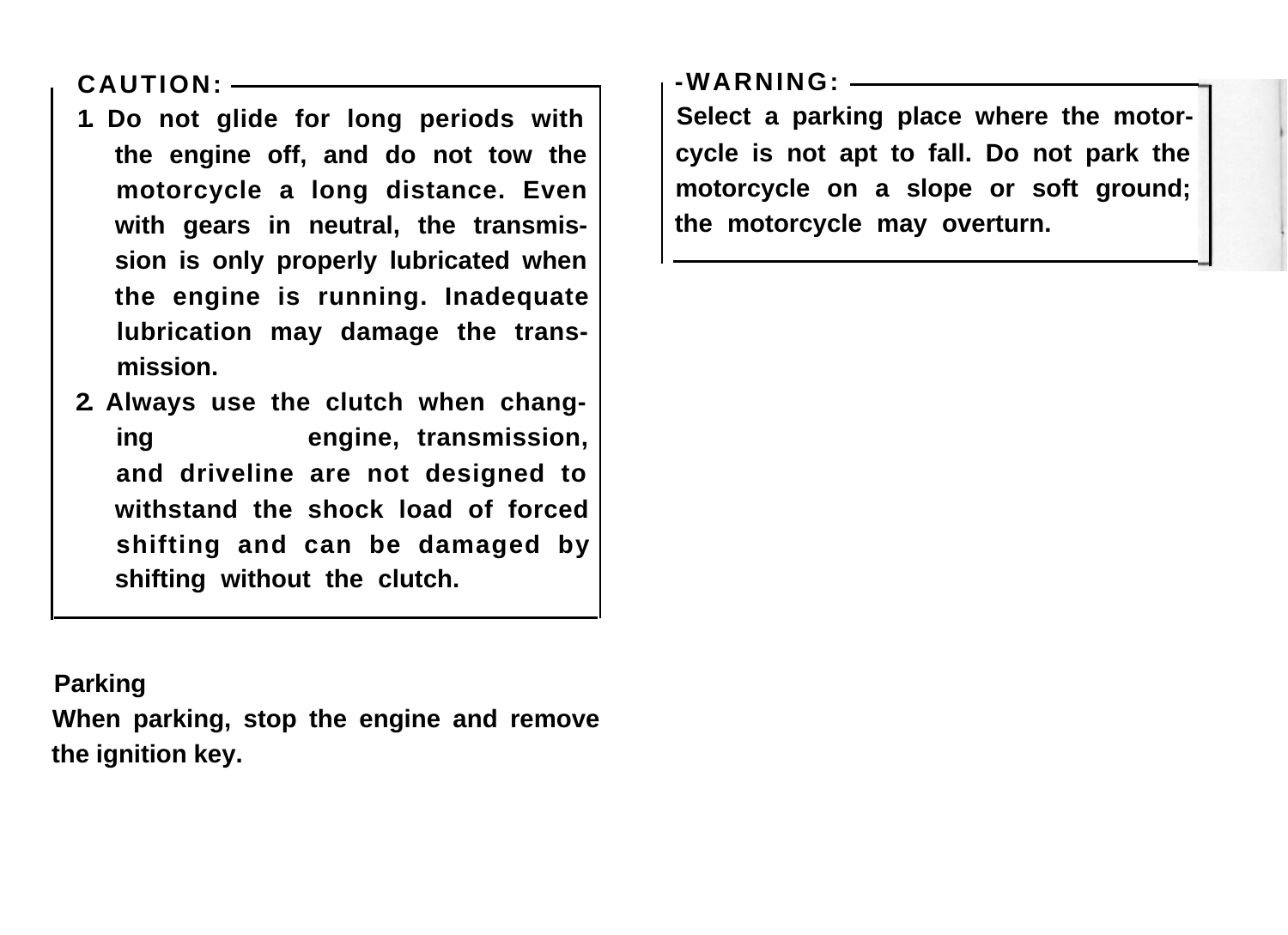**CAUTION:**

1. Do not glide for long periods with the engine off, and do not tow the motorcycle a long distance. Even with gears in neutral, the transmission is only properly lubricated when the engine is running. Inadequate lubrication may damage the transmission.
2. Always use the clutch when changing engine, transmission, and driveline are not designed to withstand the shock load of forced shifting and can be damaged by shifting without the clutch.

**Parking**

When parking, stop the engine and remove the ignition key.

**WARNING:**

Select a parking place where the motorcycle is not apt to fall. Do not park the motorcycle on a slope or soft ground; the motorcycle may overturn.